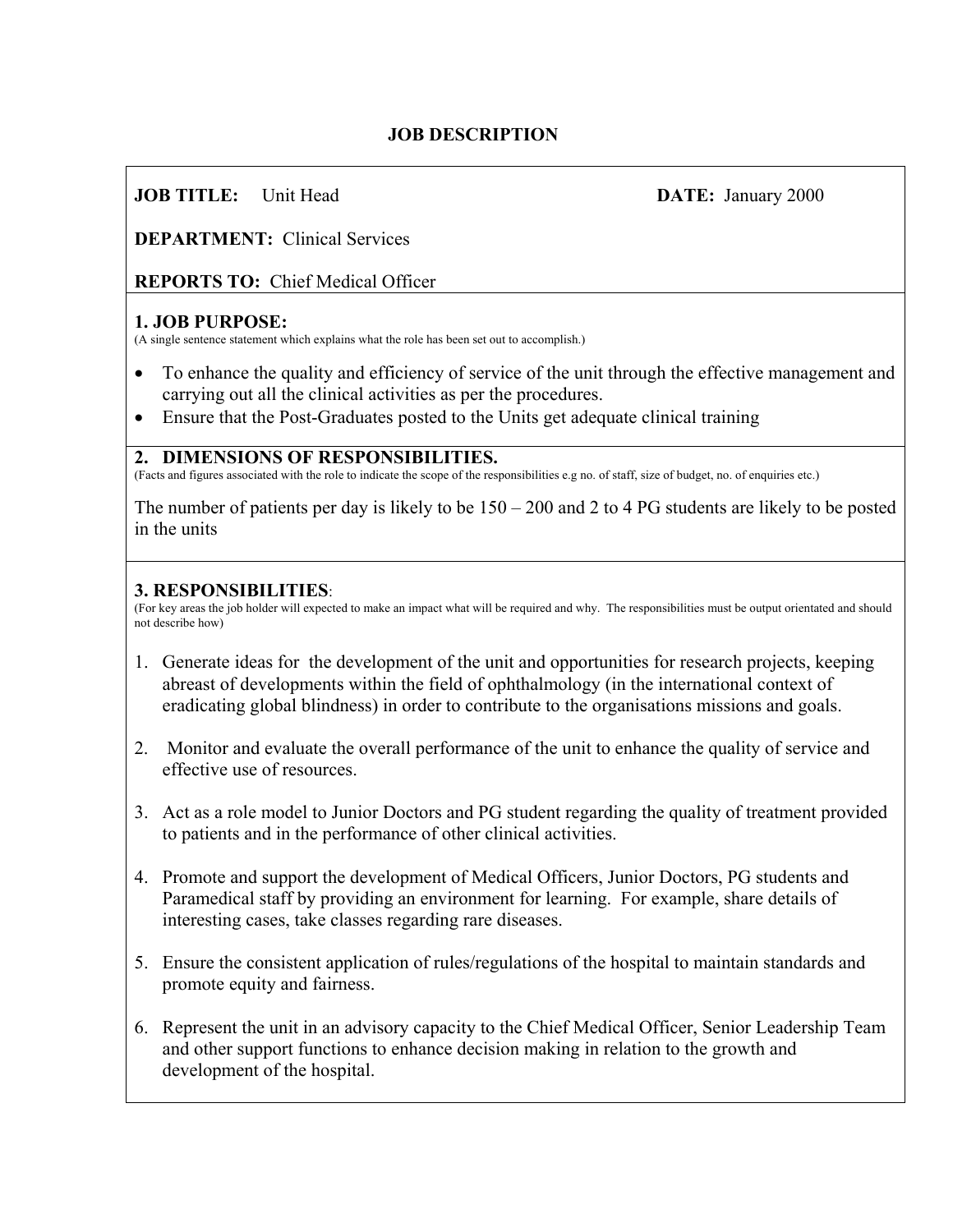# JOB DESCRIPTION

**JOB TITLE:** Unit Head **DATE:** January 2000

**DEPARTMENT:** Clinical Services

**REPORTS TO:** Chief Medical Officer

## 1. JOB PURPOSE:

(A single sentence statement which explains what the role has been set out to accomplish.)

- To enhance the quality and efficiency of service of the unit through the effective management and carrying out all the clinical activities as per the procedures.
- Ensure that the Post-Graduates posted to the Units get adequate clinical training

## 2. DIMENSIONS OF RESPONSIBILITIES.

(Facts and figures associated with the role to indicate the scope of the responsibilities e.g no. of staff, size of budget, no. of enquiries etc.)

The number of patients per day is likely to be 150 – 200 and 2 to 4 PG students are likely to be posted in the units

## 3. RESPONSIBILITIES:

(For key areas the job holder will expected to make an impact what will be required and why. The responsibilities must be output orientated and should not describe how)

1. Generate ideas for the development of the unit and opportunities for research projects, keeping abreast of developments within the field of ophthalmology (in the international context of eradicating global blindness) in order to contribute to the organisations missions and goals.

2. Monitor and evaluate the overall performance of the unit to enhance the quality of service and effective use of resources.

3. Act as a role model to Junior Doctors and PG student regarding the quality of treatment provided to patients and in the performance of other clinical activities.

4. Promote and support the development of Medical Officers, Junior Doctors, PG students and Paramedical staff by providing an environment for learning. For example, share details of interesting cases, take classes regarding rare diseases.

5. Ensure the consistent application of rules/regulations of the hospital to maintain standards and promote equity and fairness.

6. Represent the unit in an advisory capacity to the Chief Medical Officer, Senior Leadership Team and other support functions to enhance decision making in relation to the growth and development of the hospital.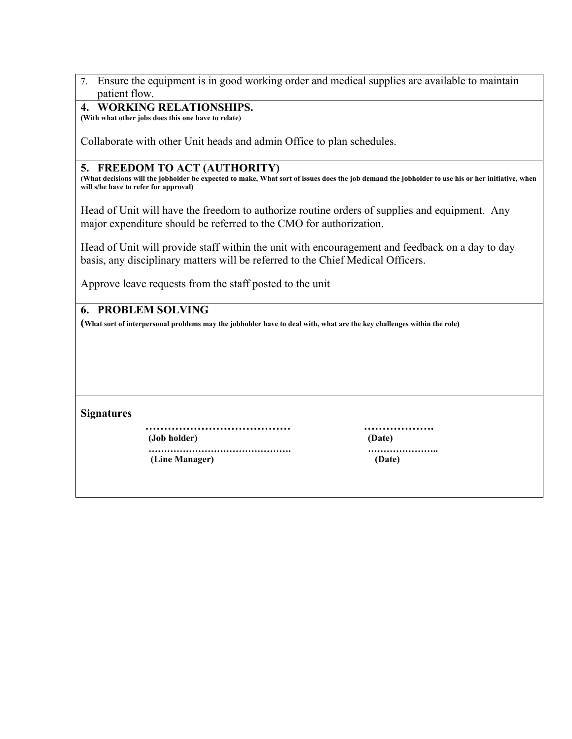7. Ensure the equipment is in good working order and medical supplies are available to maintain patient flow.

## 4. WORKING RELATIONSHIPS.

**(With what other jobs does this one have to relate)**

Collaborate with other Unit heads and admin Office to plan schedules.

## 5. FREEDOM TO ACT (AUTHORITY)

**(What decisions will the jobholder be expected to make, What sort of issues does the job demand the jobholder to use his or her initiative, when will s/he have to refer for approval)**

Head of Unit will have the freedom to authorize routine orders of supplies and equipment. Any major expenditure should be referred to the CMO for authorization.

Head of Unit will provide staff within the unit with encouragement and feedback on a day to day basis, any disciplinary matters will be referred to the Chief Medical Officers.

Approve leave requests from the staff posted to the unit

## 6. PROBLEM SOLVING

**(What sort of interpersonal problems may the jobholder have to deal with, what are the key challenges within the role)**

**Signatures**

………………………………… ……………….
**(Job holder)** **(Date)**

………………………………………. …………………..
**(Line Manager)** **(Date)**